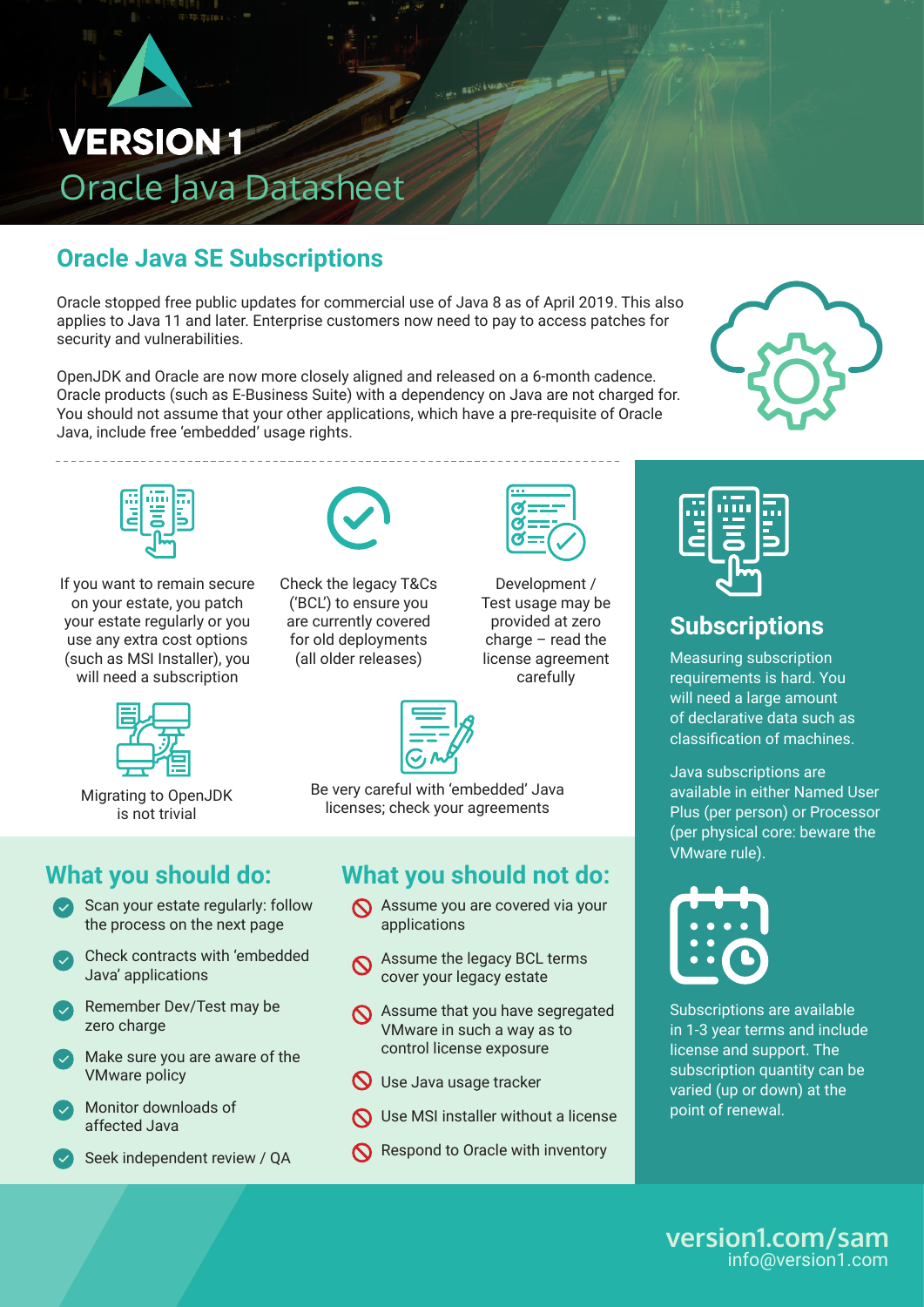# VERSION 1

## Oracle Java Datasheet

## Oracle Java SE Subscriptions

Oracle stopped free public updates for commercial use of Java 8 as of April 2019. This also applies to Java 11 and later. Enterprise customers now need to pay to access patches for security and vulnerabilities.

OpenJDK and Oracle are now more closely aligned and released on a 6-month cadence. Oracle products (such as E-Business Suite) with a dependency on Java are not charged for. You should not assume that your other applications, which have a pre-requisite of Oracle Java, include free 'embedded' usage rights.

If you want to remain secure on your estate, you patch your estate regularly or you use any extra cost options (such as MSI Installer), you will need a subscription

Check the legacy T&Cs ('BCL') to ensure you are currently covered for old deployments (all older releases)

Development / Test usage may be provided at zero charge – read the license agreement carefully

Migrating to OpenJDK is not trivial

Be very careful with 'embedded' Java licenses; check your agreements

### What you should do:

- Scan your estate regularly: follow the process on the next page
- Check contracts with 'embedded Java' applications
- Remember Dev/Test may be zero charge
- Make sure you are aware of the VMware policy
- Monitor downloads of affected Java
- Seek independent review / QA

### What you should not do:

- Assume you are covered via your applications
- Assume the legacy BCL terms cover your legacy estate
- Assume that you have segregated VMware in such a way as to control license exposure
- Use Java usage tracker
- Use MSI installer without a license
- Respond to Oracle with inventory

## Subscriptions

Measuring subscription requirements is hard. You will need a large amount of declarative data such as classification of machines.

Java subscriptions are available in either Named User Plus (per person) or Processor (per physical core: beware the VMware rule).

Subscriptions are available in 1-3 year terms and include license and support. The subscription quantity can be varied (up or down) at the point of renewal.

**version1.com/sam**
info@version1.com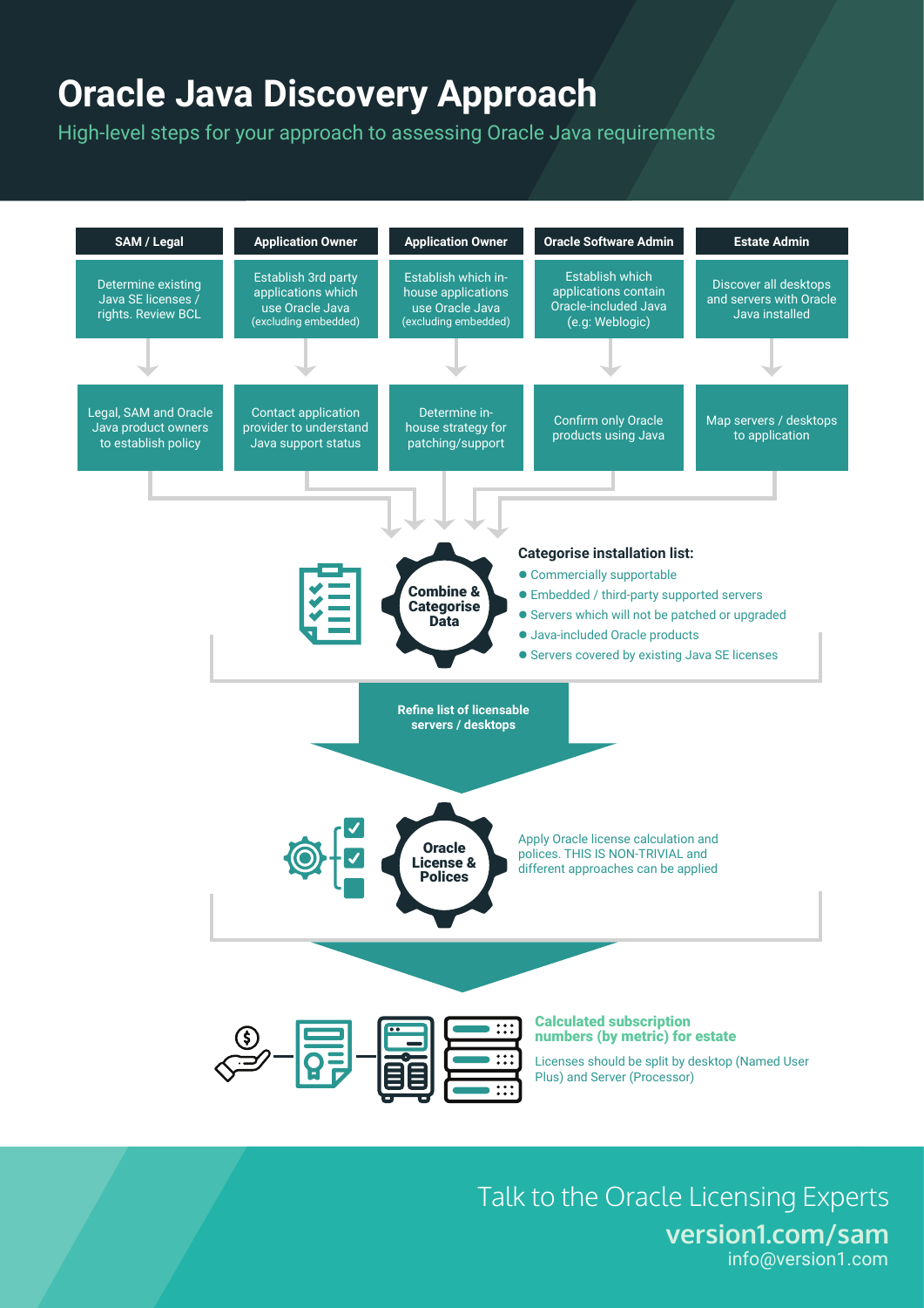# Oracle Java Discovery Approach

High-level steps for your approach to assessing Oracle Java requirements

| SAM / Legal | Application Owner | Application Owner | Oracle Software Admin | Estate Admin |
| --- | --- | --- | --- | --- |
| Determine existing Java SE licenses / rights. Review BCL | Establish 3rd party applications which use Oracle Java (excluding embedded) | Establish which in-house applications use Oracle Java (excluding embedded) | Establish which applications contain Oracle-included Java (e.g: Weblogic) | Discover all desktops and servers with Oracle Java installed |
| Legal, SAM and Oracle Java product owners to establish policy | Contact application provider to understand Java support status | Determine in-house strategy for patching/support | Confirm only Oracle products using Java | Map servers / desktops to application |

**Combine & Categorise Data**

**Categorise installation list:**

- Commercially supportable
- Embedded / third-party supported servers
- Servers which will not be patched or upgraded
- Java-included Oracle products
- Servers covered by existing Java SE licenses

**Refine list of licensable servers / desktops**

**Oracle License & Polices**

Apply Oracle license calculation and polices. THIS IS NON-TRIVIAL and different approaches can be applied

**Calculated subscription numbers (by metric) for estate**

Licenses should be split by desktop (Named User Plus) and Server (Processor)

Talk to the Oracle Licensing Experts

**version1.com/sam**

info@version1.com